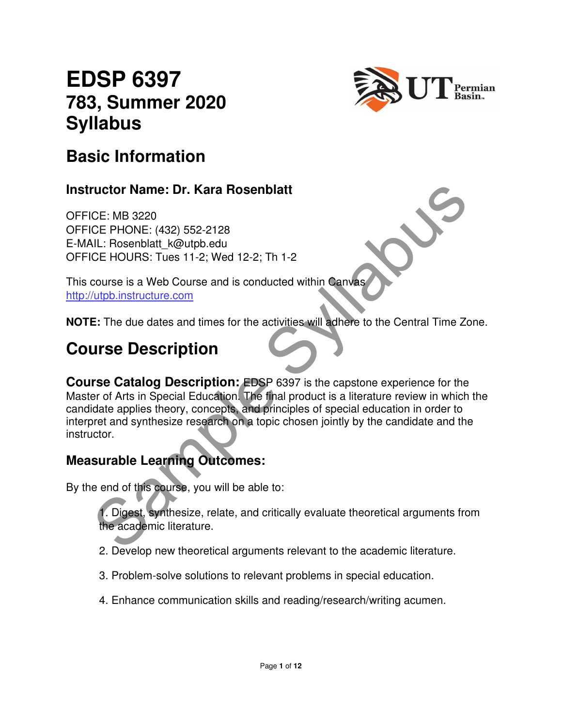# EDSP 6397
## 783, Summer 2020
## Syllabus

## Basic Information

### Instructor Name: Dr. Kara Rosenblatt

OFFICE: MB 3220
OFFICE PHONE: (432) 552-2128
E-MAIL: Rosenblatt_k@utpb.edu
OFFICE HOURS: Tues 11-2; Wed 12-2; Th 1-2

This course is a Web Course and is conducted within Canvas
http://utpb.instructure.com

**NOTE:** The due dates and times for the activities will adhere to the Central Time Zone.

## Course Description

**Course Catalog Description:** EDSP 6397 is the capstone experience for the Master of Arts in Special Education. The final product is a literature review in which the candidate applies theory, concepts, and principles of special education in order to interpret and synthesize research on a topic chosen jointly by the candidate and the instructor.

### Measurable Learning Outcomes:

By the end of this course, you will be able to:

1. Digest, synthesize, relate, and critically evaluate theoretical arguments from the academic literature.

2. Develop new theoretical arguments relevant to the academic literature.

3. Problem-solve solutions to relevant problems in special education.

4. Enhance communication skills and reading/research/writing acumen.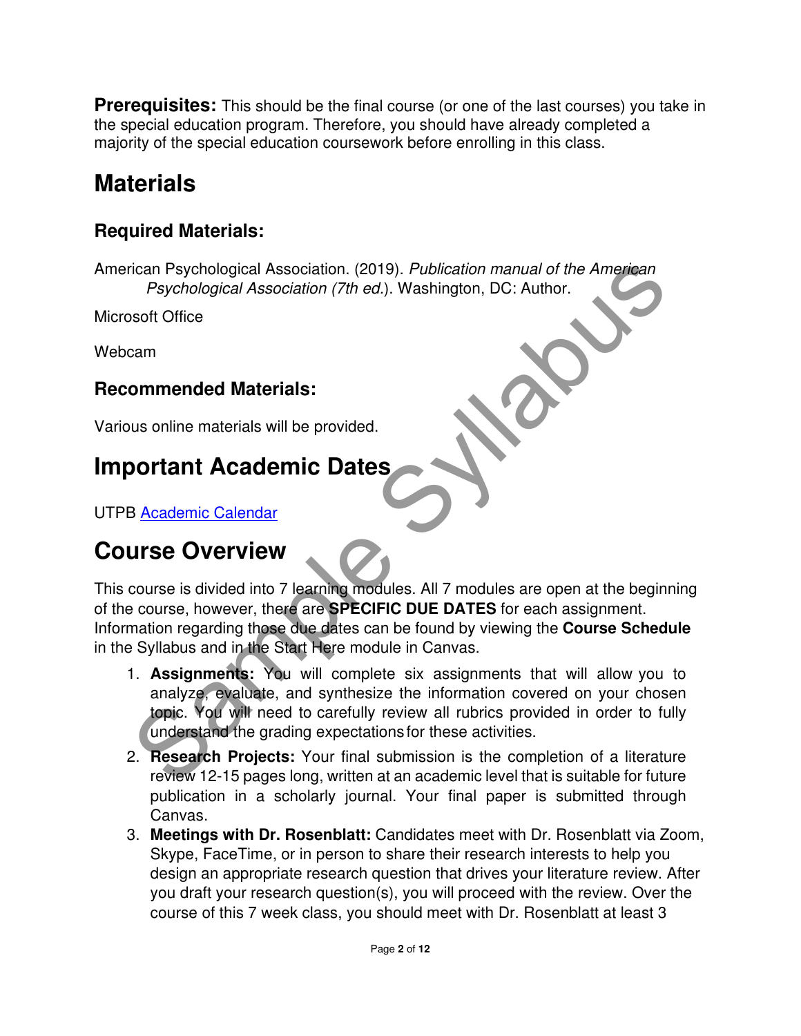**Prerequisites:** This should be the final course (or one of the last courses) you take in the special education program. Therefore, you should have already completed a majority of the special education coursework before enrolling in this class.

# Materials

## Required Materials:

American Psychological Association. (2019). *Publication manual of the American Psychological Association (7th ed.*). Washington, DC: Author.

Microsoft Office

Webcam

## Recommended Materials:

Various online materials will be provided.

# Important Academic Dates

UTPB [Academic Calendar]

# Course Overview

This course is divided into 7 learning modules. All 7 modules are open at the beginning of the course, however, there are **SPECIFIC DUE DATES** for each assignment. Information regarding those due dates can be found by viewing the **Course Schedule** in the Syllabus and in the Start Here module in Canvas.

1. **Assignments:** You will complete six assignments that will allow you to analyze, evaluate, and synthesize the information covered on your chosen topic. You will need to carefully review all rubrics provided in order to fully understand the grading expectations for these activities.
2. **Research Projects:** Your final submission is the completion of a literature review 12-15 pages long, written at an academic level that is suitable for future publication in a scholarly journal. Your final paper is submitted through Canvas.
3. **Meetings with Dr. Rosenblatt:** Candidates meet with Dr. Rosenblatt via Zoom, Skype, FaceTime, or in person to share their research interests to help you design an appropriate research question that drives your literature review. After you draft your research question(s), you will proceed with the review. Over the course of this 7 week class, you should meet with Dr. Rosenblatt at least 3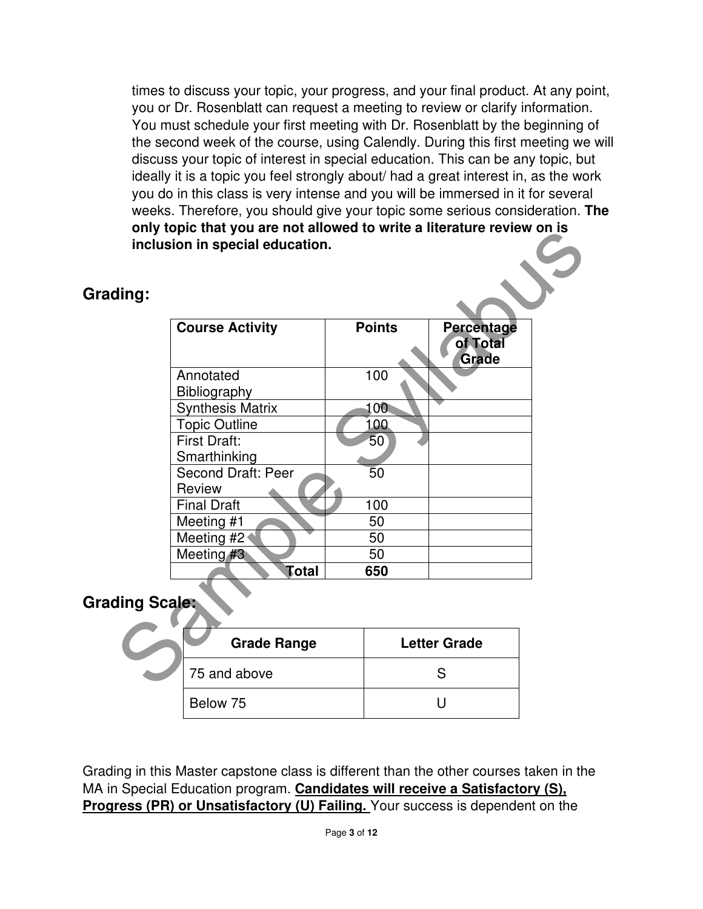times to discuss your topic, your progress, and your final product. At any point, you or Dr. Rosenblatt can request a meeting to review or clarify information. You must schedule your first meeting with Dr. Rosenblatt by the beginning of the second week of the course, using Calendly. During this first meeting we will discuss your topic of interest in special education. This can be any topic, but ideally it is a topic you feel strongly about/ had a great interest in, as the work you do in this class is very intense and you will be immersed in it for several weeks. Therefore, you should give your topic some serious consideration. **The only topic that you are not allowed to write a literature review on is inclusion in special education.**

## Grading:

| Course Activity | Points | Percentage of Total Grade |
|---|---|---|
| Annotated Bibliography | 100 | |
| Synthesis Matrix | 100 | |
| Topic Outline | 100 | |
| First Draft: Smarthinking | 50 | |
| Second Draft: Peer Review | 50 | |
| Final Draft | 100 | |
| Meeting #1 | 50 | |
| Meeting #2 | 50 | |
| Meeting #3 | 50 | |
| **Total** | **650** | |

## Grading Scale:

| Grade Range | Letter Grade |
|---|---|
| 75 and above | S |
| Below 75 | U |

Grading in this Master capstone class is different than the other courses taken in the MA in Special Education program. **Candidates will receive a Satisfactory (S), Progress (PR) or Unsatisfactory (U) Failing.** Your success is dependent on the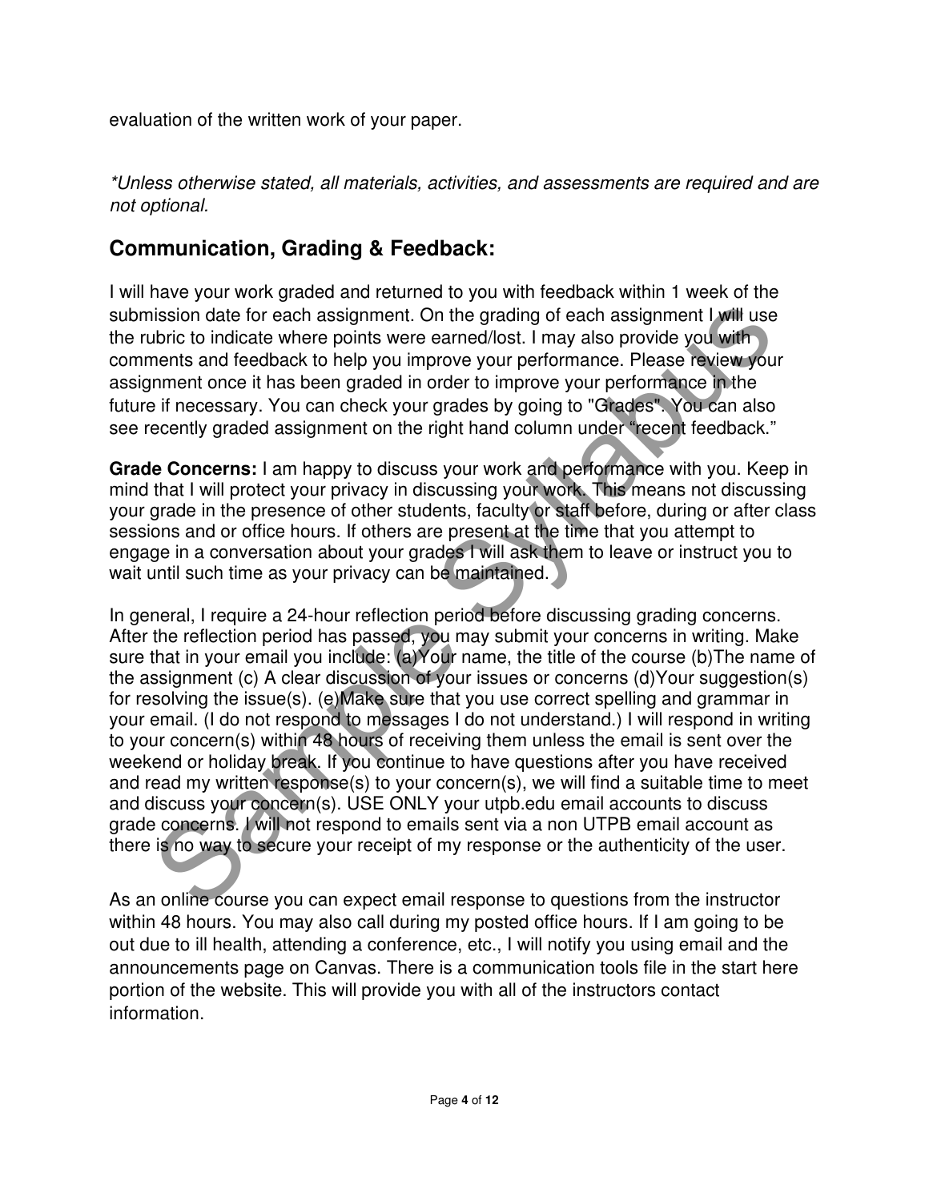evaluation of the written work of your paper.

*Unless otherwise stated, all materials, activities, and assessments are required and are not optional.*

## Communication, Grading & Feedback:

I will have your work graded and returned to you with feedback within 1 week of the submission date for each assignment. On the grading of each assignment I will use the rubric to indicate where points were earned/lost. I may also provide you with comments and feedback to help you improve your performance. Please review your assignment once it has been graded in order to improve your performance in the future if necessary. You can check your grades by going to "Grades". You can also see recently graded assignment on the right hand column under "recent feedback."

**Grade Concerns:** I am happy to discuss your work and performance with you. Keep in mind that I will protect your privacy in discussing your work. This means not discussing your grade in the presence of other students, faculty or staff before, during or after class sessions and or office hours. If others are present at the time that you attempt to engage in a conversation about your grades I will ask them to leave or instruct you to wait until such time as your privacy can be maintained.

In general, I require a 24-hour reflection period before discussing grading concerns. After the reflection period has passed, you may submit your concerns in writing. Make sure that in your email you include: (a)Your name, the title of the course (b)The name of the assignment (c) A clear discussion of your issues or concerns (d)Your suggestion(s) for resolving the issue(s). (e)Make sure that you use correct spelling and grammar in your email. (I do not respond to messages I do not understand.) I will respond in writing to your concern(s) within 48 hours of receiving them unless the email is sent over the weekend or holiday break. If you continue to have questions after you have received and read my written response(s) to your concern(s), we will find a suitable time to meet and discuss your concern(s). USE ONLY your utpb.edu email accounts to discuss grade concerns. I will not respond to emails sent via a non UTPB email account as there is no way to secure your receipt of my response or the authenticity of the user.

As an online course you can expect email response to questions from the instructor within 48 hours. You may also call during my posted office hours. If I am going to be out due to ill health, attending a conference, etc., I will notify you using email and the announcements page on Canvas. There is a communication tools file in the start here portion of the website. This will provide you with all of the instructors contact information.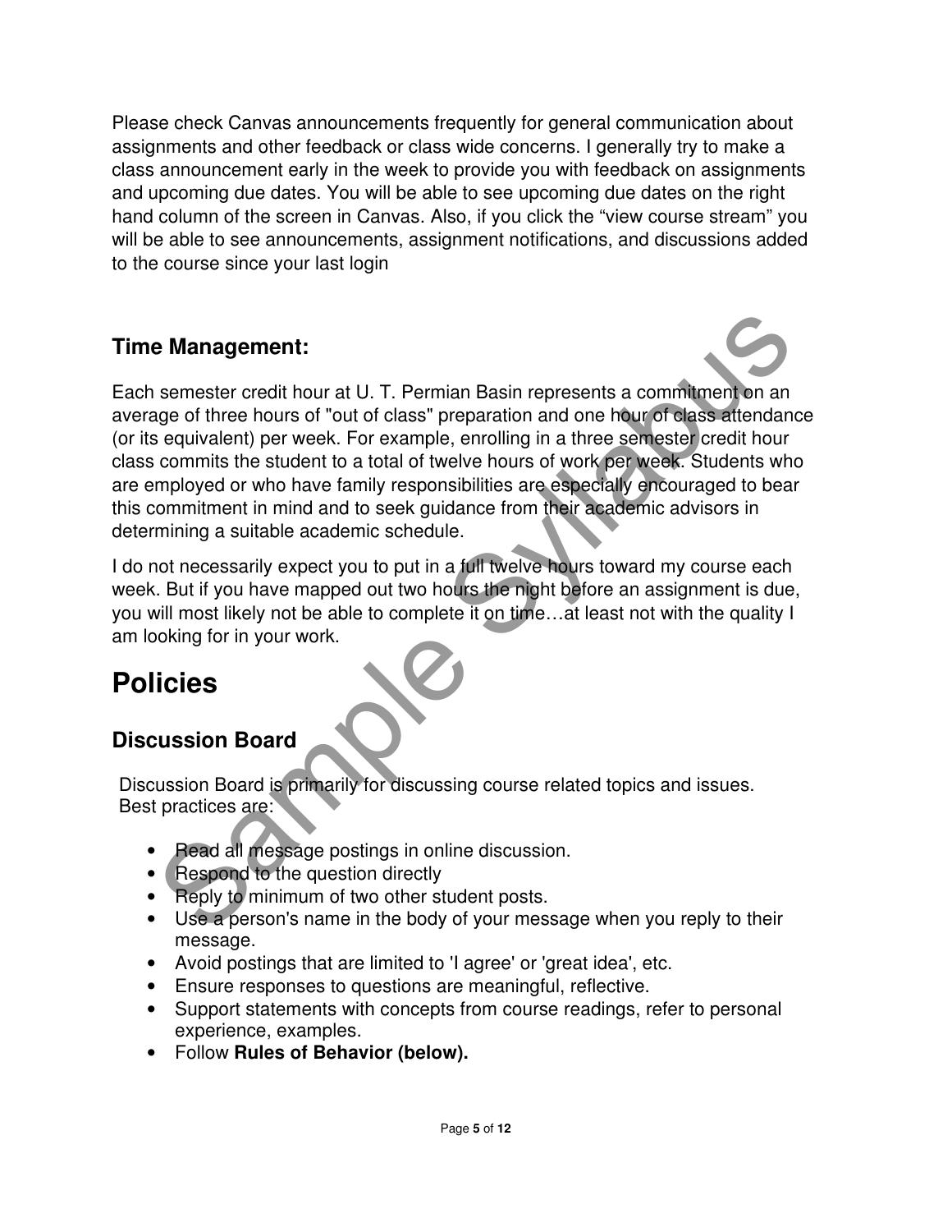Please check Canvas announcements frequently for general communication about assignments and other feedback or class wide concerns. I generally try to make a class announcement early in the week to provide you with feedback on assignments and upcoming due dates. You will be able to see upcoming due dates on the right hand column of the screen in Canvas. Also, if you click the "view course stream" you will be able to see announcements, assignment notifications, and discussions added to the course since your last login

### Time Management:

Each semester credit hour at U. T. Permian Basin represents a commitment on an average of three hours of "out of class" preparation and one hour of class attendance (or its equivalent) per week. For example, enrolling in a three semester credit hour class commits the student to a total of twelve hours of work per week. Students who are employed or who have family responsibilities are especially encouraged to bear this commitment in mind and to seek guidance from their academic advisors in determining a suitable academic schedule.

I do not necessarily expect you to put in a full twelve hours toward my course each week. But if you have mapped out two hours the night before an assignment is due, you will most likely not be able to complete it on time…at least not with the quality I am looking for in your work.

## Policies

### Discussion Board

Discussion Board is primarily for discussing course related topics and issues. Best practices are:

- Read all message postings in online discussion.
- Respond to the question directly
- Reply to minimum of two other student posts.
- Use a person's name in the body of your message when you reply to their message.
- Avoid postings that are limited to 'I agree' or 'great idea', etc.
- Ensure responses to questions are meaningful, reflective.
- Support statements with concepts from course readings, refer to personal experience, examples.
- Follow **Rules of Behavior (below).**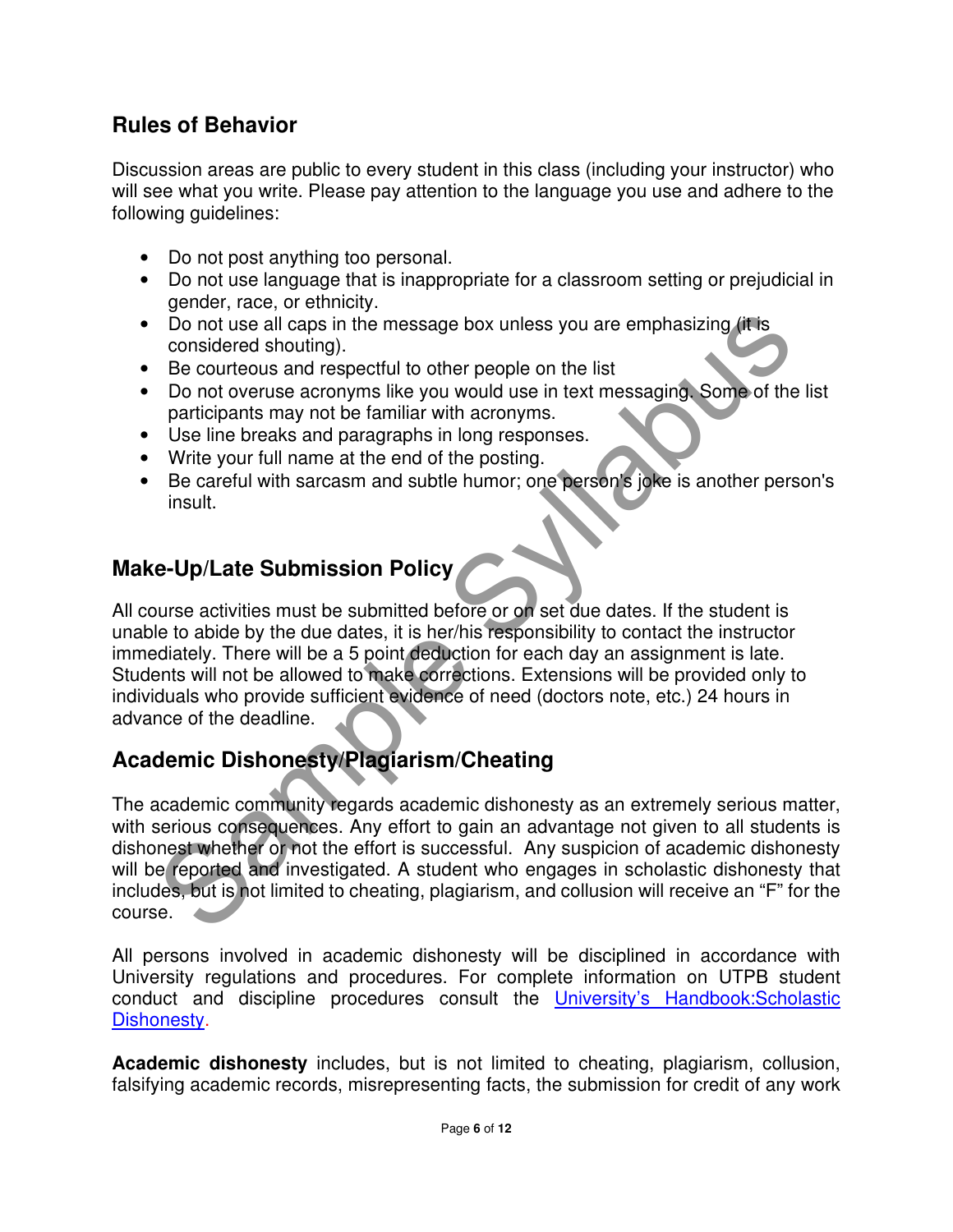## Rules of Behavior

Discussion areas are public to every student in this class (including your instructor) who will see what you write. Please pay attention to the language you use and adhere to the following guidelines:

- Do not post anything too personal.
- Do not use language that is inappropriate for a classroom setting or prejudicial in gender, race, or ethnicity.
- Do not use all caps in the message box unless you are emphasizing (it is considered shouting).
- Be courteous and respectful to other people on the list
- Do not overuse acronyms like you would use in text messaging. Some of the list participants may not be familiar with acronyms.
- Use line breaks and paragraphs in long responses.
- Write your full name at the end of the posting.
- Be careful with sarcasm and subtle humor; one person's joke is another person's insult.

## Make-Up/Late Submission Policy

All course activities must be submitted before or on set due dates. If the student is unable to abide by the due dates, it is her/his responsibility to contact the instructor immediately. There will be a 5 point deduction for each day an assignment is late. Students will not be allowed to make corrections. Extensions will be provided only to individuals who provide sufficient evidence of need (doctors note, etc.) 24 hours in advance of the deadline.

## Academic Dishonesty/Plagiarism/Cheating

The academic community regards academic dishonesty as an extremely serious matter, with serious consequences. Any effort to gain an advantage not given to all students is dishonest whether or not the effort is successful. Any suspicion of academic dishonesty will be reported and investigated. A student who engages in scholastic dishonesty that includes, but is not limited to cheating, plagiarism, and collusion will receive an "F" for the course.

All persons involved in academic dishonesty will be disciplined in accordance with University regulations and procedures. For complete information on UTPB student conduct and discipline procedures consult the University's Handbook:Scholastic Dishonesty.

**Academic dishonesty** includes, but is not limited to cheating, plagiarism, collusion, falsifying academic records, misrepresenting facts, the submission for credit of any work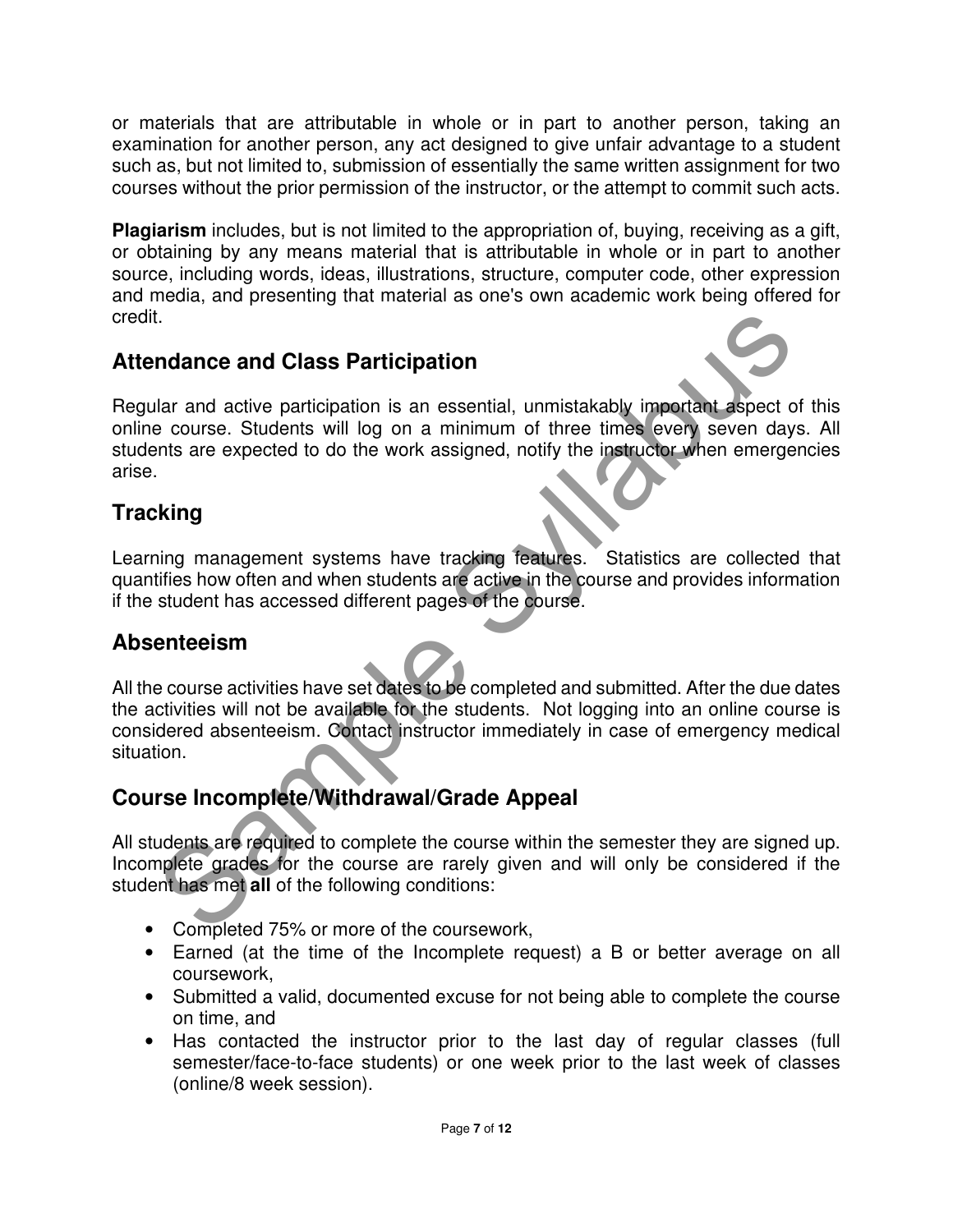or materials that are attributable in whole or in part to another person, taking an examination for another person, any act designed to give unfair advantage to a student such as, but not limited to, submission of essentially the same written assignment for two courses without the prior permission of the instructor, or the attempt to commit such acts.

**Plagiarism** includes, but is not limited to the appropriation of, buying, receiving as a gift, or obtaining by any means material that is attributable in whole or in part to another source, including words, ideas, illustrations, structure, computer code, other expression and media, and presenting that material as one's own academic work being offered for credit.

## Attendance and Class Participation

Regular and active participation is an essential, unmistakably important aspect of this online course. Students will log on a minimum of three times every seven days. All students are expected to do the work assigned, notify the instructor when emergencies arise.

## Tracking

Learning management systems have tracking features. Statistics are collected that quantifies how often and when students are active in the course and provides information if the student has accessed different pages of the course.

## Absenteeism

All the course activities have set dates to be completed and submitted. After the due dates the activities will not be available for the students. Not logging into an online course is considered absenteeism. Contact instructor immediately in case of emergency medical situation.

## Course Incomplete/Withdrawal/Grade Appeal

All students are required to complete the course within the semester they are signed up. Incomplete grades for the course are rarely given and will only be considered if the student has met **all** of the following conditions:

- Completed 75% or more of the coursework,
- Earned (at the time of the Incomplete request) a B or better average on all coursework,
- Submitted a valid, documented excuse for not being able to complete the course on time, and
- Has contacted the instructor prior to the last day of regular classes (full semester/face-to-face students) or one week prior to the last week of classes (online/8 week session).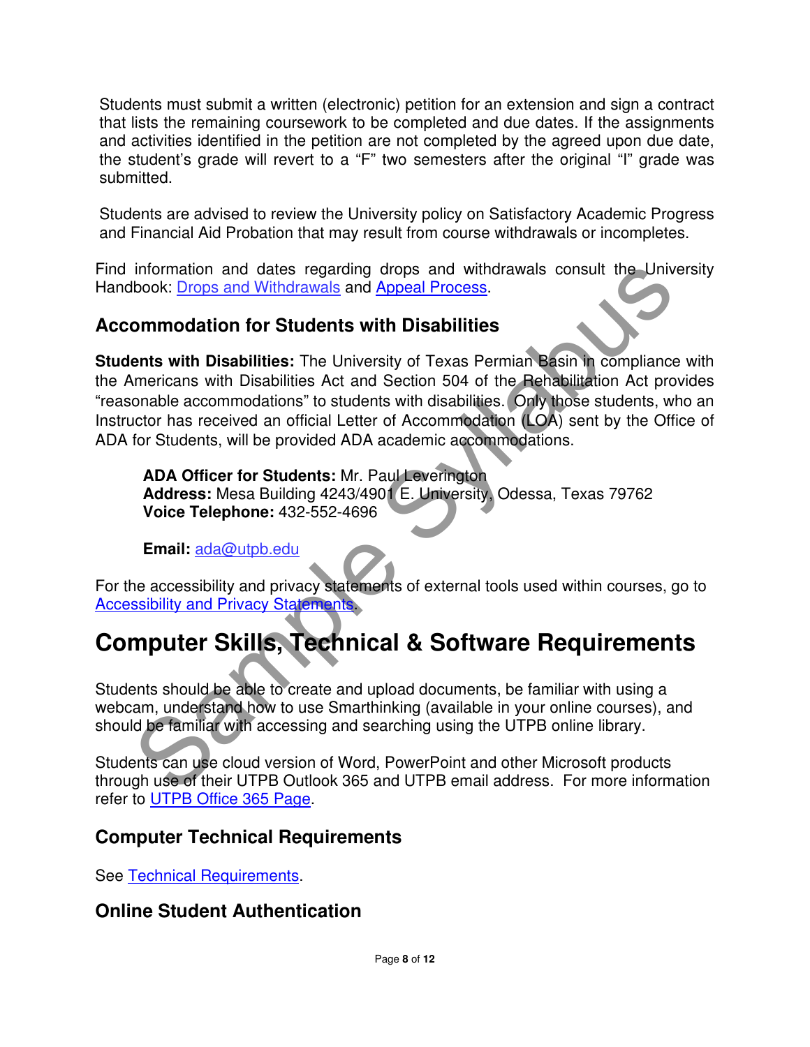Students must submit a written (electronic) petition for an extension and sign a contract that lists the remaining coursework to be completed and due dates. If the assignments and activities identified in the petition are not completed by the agreed upon due date, the student's grade will revert to a "F" two semesters after the original "I" grade was submitted.

Students are advised to review the University policy on Satisfactory Academic Progress and Financial Aid Probation that may result from course withdrawals or incompletes.

Find information and dates regarding drops and withdrawals consult the University Handbook: [Drops and Withdrawals] and [Appeal Process].

### Accommodation for Students with Disabilities

**Students with Disabilities:** The University of Texas Permian Basin in compliance with the Americans with Disabilities Act and Section 504 of the Rehabilitation Act provides "reasonable accommodations" to students with disabilities. Only those students, who an Instructor has received an official Letter of Accommodation (LOA) sent by the Office of ADA for Students, will be provided ADA academic accommodations.

> **ADA Officer for Students:** Mr. Paul Leverington
> **Address:** Mesa Building 4243/4901 E. University, Odessa, Texas 79762
> **Voice Telephone:** 432-552-4696
>
> **Email:** ada@utpb.edu

For the accessibility and privacy statements of external tools used within courses, go to [Accessibility and Privacy Statements].

## Computer Skills, Technical & Software Requirements

Students should be able to create and upload documents, be familiar with using a webcam, understand how to use Smarthinking (available in your online courses), and should be familiar with accessing and searching using the UTPB online library.

Students can use cloud version of Word, PowerPoint and other Microsoft products through use of their UTPB Outlook 365 and UTPB email address. For more information refer to [UTPB Office 365 Page].

### Computer Technical Requirements

See [Technical Requirements].

### Online Student Authentication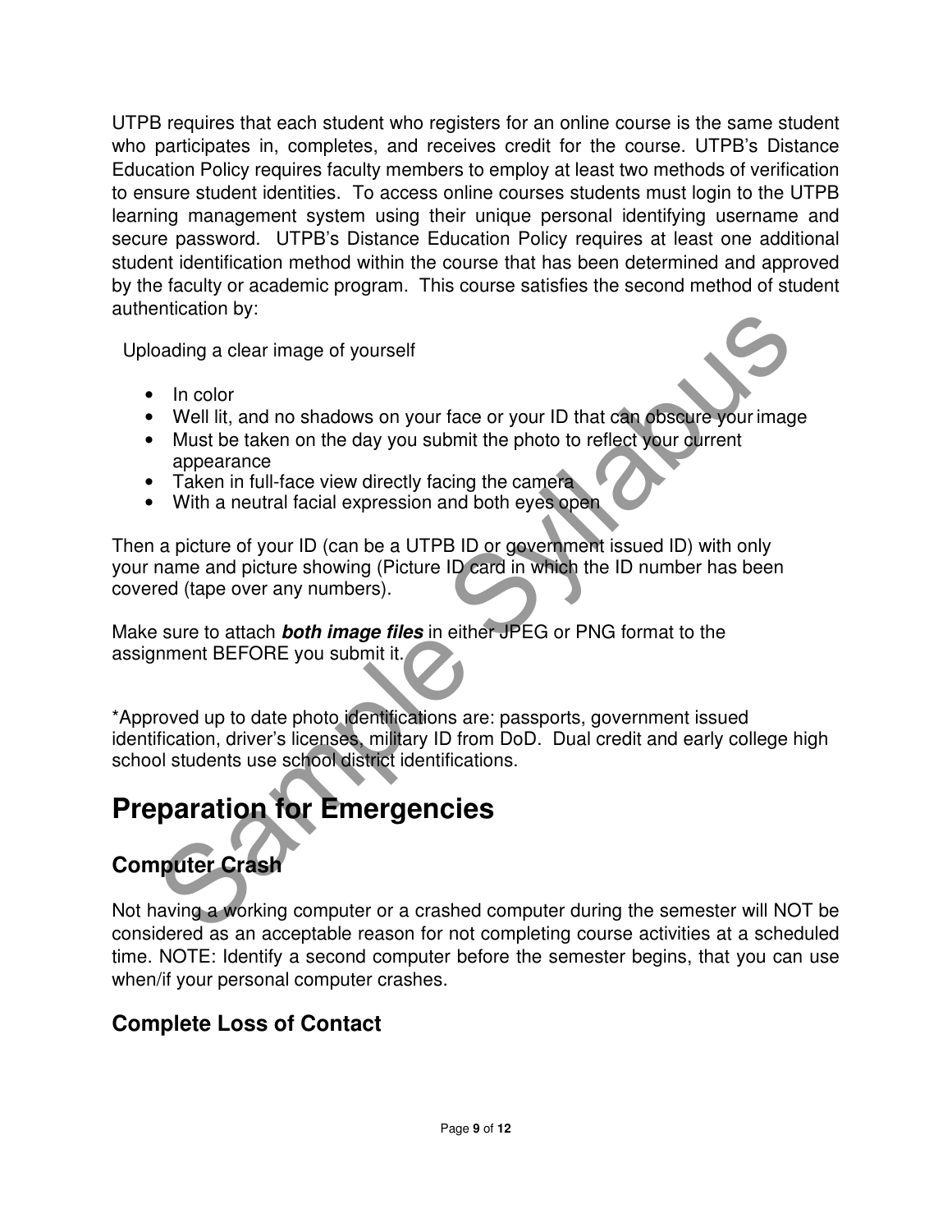UTPB requires that each student who registers for an online course is the same student who participates in, completes, and receives credit for the course. UTPB's Distance Education Policy requires faculty members to employ at least two methods of verification to ensure student identities. To access online courses students must login to the UTPB learning management system using their unique personal identifying username and secure password. UTPB's Distance Education Policy requires at least one additional student identification method within the course that has been determined and approved by the faculty or academic program. This course satisfies the second method of student authentication by:

Uploading a clear image of yourself

- In color
- Well lit, and no shadows on your face or your ID that can obscure your image
- Must be taken on the day you submit the photo to reflect your current appearance
- Taken in full-face view directly facing the camera
- With a neutral facial expression and both eyes open

Then a picture of your ID (can be a UTPB ID or government issued ID) with only your name and picture showing (Picture ID card in which the ID number has been covered (tape over any numbers).

Make sure to attach ***both image files*** in either JPEG or PNG format to the assignment BEFORE you submit it.

*Approved up to date photo identifications are: passports, government issued identification, driver's licenses, military ID from DoD. Dual credit and early college high school students use school district identifications.

# Preparation for Emergencies

## Computer Crash

Not having a working computer or a crashed computer during the semester will NOT be considered as an acceptable reason for not completing course activities at a scheduled time. NOTE: Identify a second computer before the semester begins, that you can use when/if your personal computer crashes.

## Complete Loss of Contact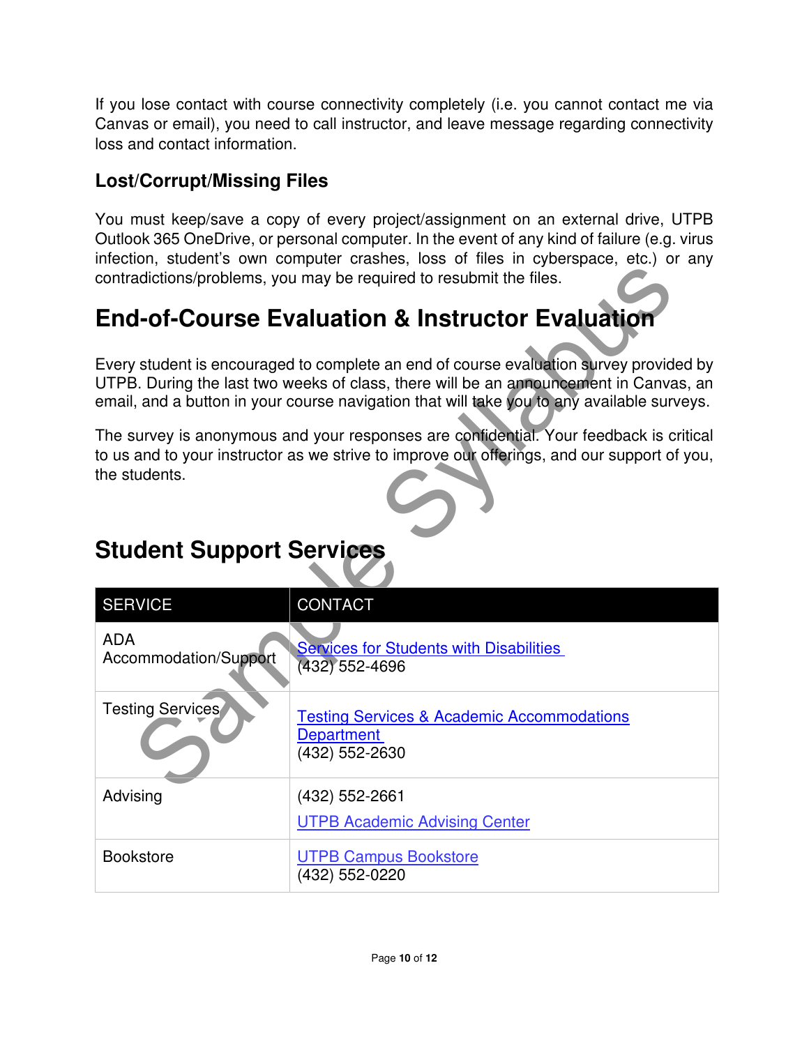If you lose contact with course connectivity completely (i.e. you cannot contact me via Canvas or email), you need to call instructor, and leave message regarding connectivity loss and contact information.

### Lost/Corrupt/Missing Files

You must keep/save a copy of every project/assignment on an external drive, UTPB Outlook 365 OneDrive, or personal computer. In the event of any kind of failure (e.g. virus infection, student's own computer crashes, loss of files in cyberspace, etc.) or any contradictions/problems, you may be required to resubmit the files.

## End-of-Course Evaluation & Instructor Evaluation

Every student is encouraged to complete an end of course evaluation survey provided by UTPB. During the last two weeks of class, there will be an announcement in Canvas, an email, and a button in your course navigation that will take you to any available surveys.

The survey is anonymous and your responses are confidential. Your feedback is critical to us and to your instructor as we strive to improve our offerings, and our support of you, the students.

## Student Support Services

| SERVICE | CONTACT |
|---|---|
| ADA Accommodation/Support | Services for Students with Disabilities<br>(432) 552-4696 |
| Testing Services | Testing Services & Academic Accommodations Department<br>(432) 552-2630 |
| Advising | (432) 552-2661<br>UTPB Academic Advising Center |
| Bookstore | UTPB Campus Bookstore<br>(432) 552-0220 |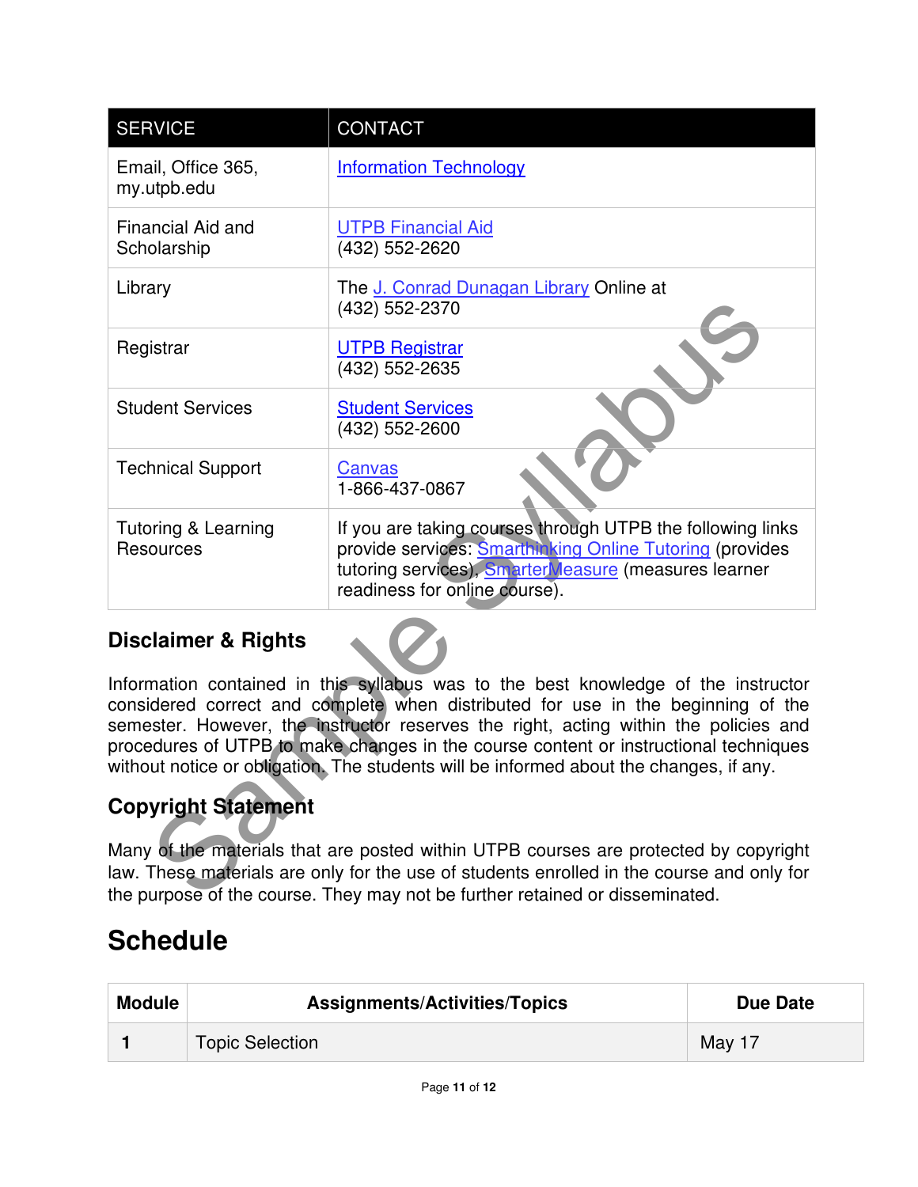| SERVICE | CONTACT |
|---|---|
| Email, Office 365, my.utpb.edu | Information Technology |
| Financial Aid and Scholarship | UTPB Financial Aid (432) 552-2620 |
| Library | The J. Conrad Dunagan Library Online at (432) 552-2370 |
| Registrar | UTPB Registrar (432) 552-2635 |
| Student Services | Student Services (432) 552-2600 |
| Technical Support | Canvas 1-866-437-0867 |
| Tutoring & Learning Resources | If you are taking courses through UTPB the following links provide services: Smarthinking Online Tutoring (provides tutoring services). SmarterMeasure (measures learner readiness for online course). |

### Disclaimer & Rights

Information contained in this syllabus was to the best knowledge of the instructor considered correct and complete when distributed for use in the beginning of the semester. However, the instructor reserves the right, acting within the policies and procedures of UTPB to make changes in the course content or instructional techniques without notice or obligation. The students will be informed about the changes, if any.

### Copyright Statement

Many of the materials that are posted within UTPB courses are protected by copyright law. These materials are only for the use of students enrolled in the course and only for the purpose of the course. They may not be further retained or disseminated.

## Schedule

| Module | Assignments/Activities/Topics | Due Date |
|---|---|---|
| **1** | Topic Selection | May 17 |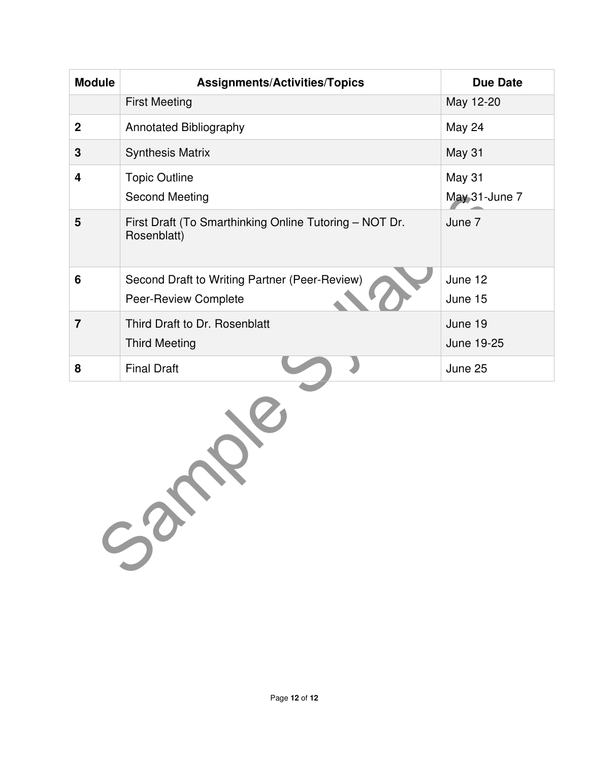| Module | Assignments/Activities/Topics | Due Date |
|---|---|---|
| | First Meeting | May 12-20 |
| 2 | Annotated Bibliography | May 24 |
| 3 | Synthesis Matrix | May 31 |
| 4 | Topic Outline<br>Second Meeting | May 31<br>May 31-June 7 |
| 5 | First Draft (To Smarthinking Online Tutoring – NOT Dr. Rosenblatt) | June 7 |
| 6 | Second Draft to Writing Partner (Peer-Review)<br>Peer-Review Complete | June 12<br>June 15 |
| 7 | Third Draft to Dr. Rosenblatt<br>Third Meeting | June 19<br>June 19-25 |
| 8 | Final Draft | June 25 |